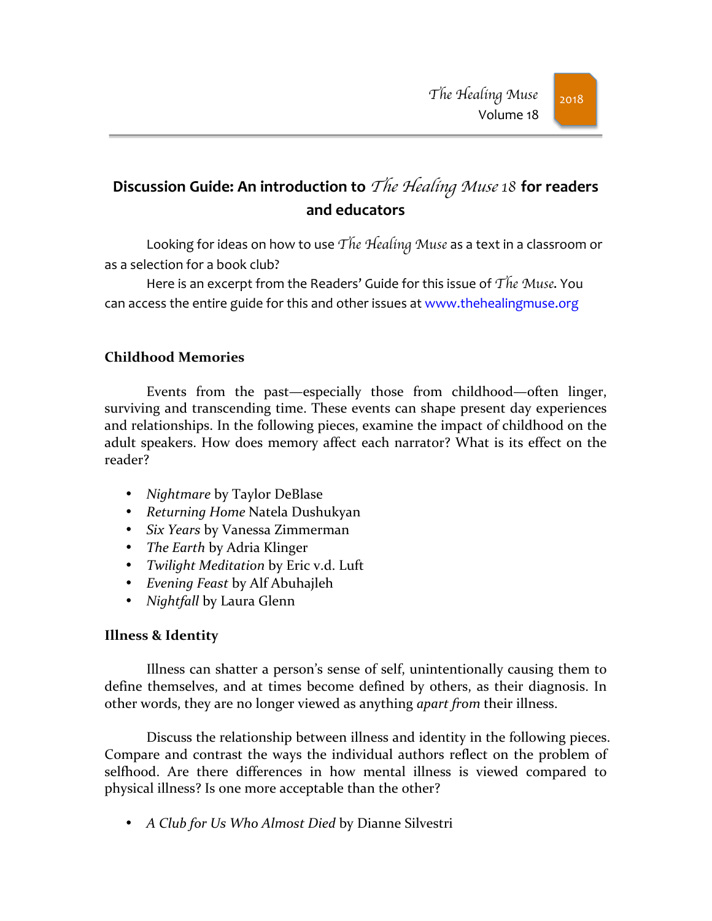# Discussion Guide: An introduction to *The Healing Muse 18* for readers and educators

Looking for ideas on how to use *The Healing Muse* as a text in a classroom or as a selection for a book club?

Here is an excerpt from the Readers' Guide for this issue of *The Muse*. You can access the entire guide for this and other issues at www.thehealingmuse.org

## Childhood Memories

Events from the past—especially those from childhood—often linger, surviving and transcending time. These events can shape present day experiences and relationships. In the following pieces, examine the impact of childhood on the adult speakers. How does memory affect each narrator? What is its effect on the reader?

- *Nightmare* by Taylor DeBlase
- *Returning Home* Natela Dushukyan
- *Six Years* by Vanessa Zimmerman
- *The Earth* by Adria Klinger
- *Twilight Meditation* by Eric v.d. Luft
- *Evening Feast* by Alf Abuhajleh
- *Nightfall* by Laura Glenn

## Illness & Identity

Illness can shatter a person's sense of self, unintentionally causing them to define themselves, and at times become defined by others, as their diagnosis. In other words, they are no longer viewed as anything *apart from* their illness.

Discuss the relationship between illness and identity in the following pieces. Compare and contrast the ways the individual authors reflect on the problem of selfhood. Are there differences in how mental illness is viewed compared to physical illness? Is one more acceptable than the other?

- *A Club for Us Who Almost Died* by Dianne Silvestri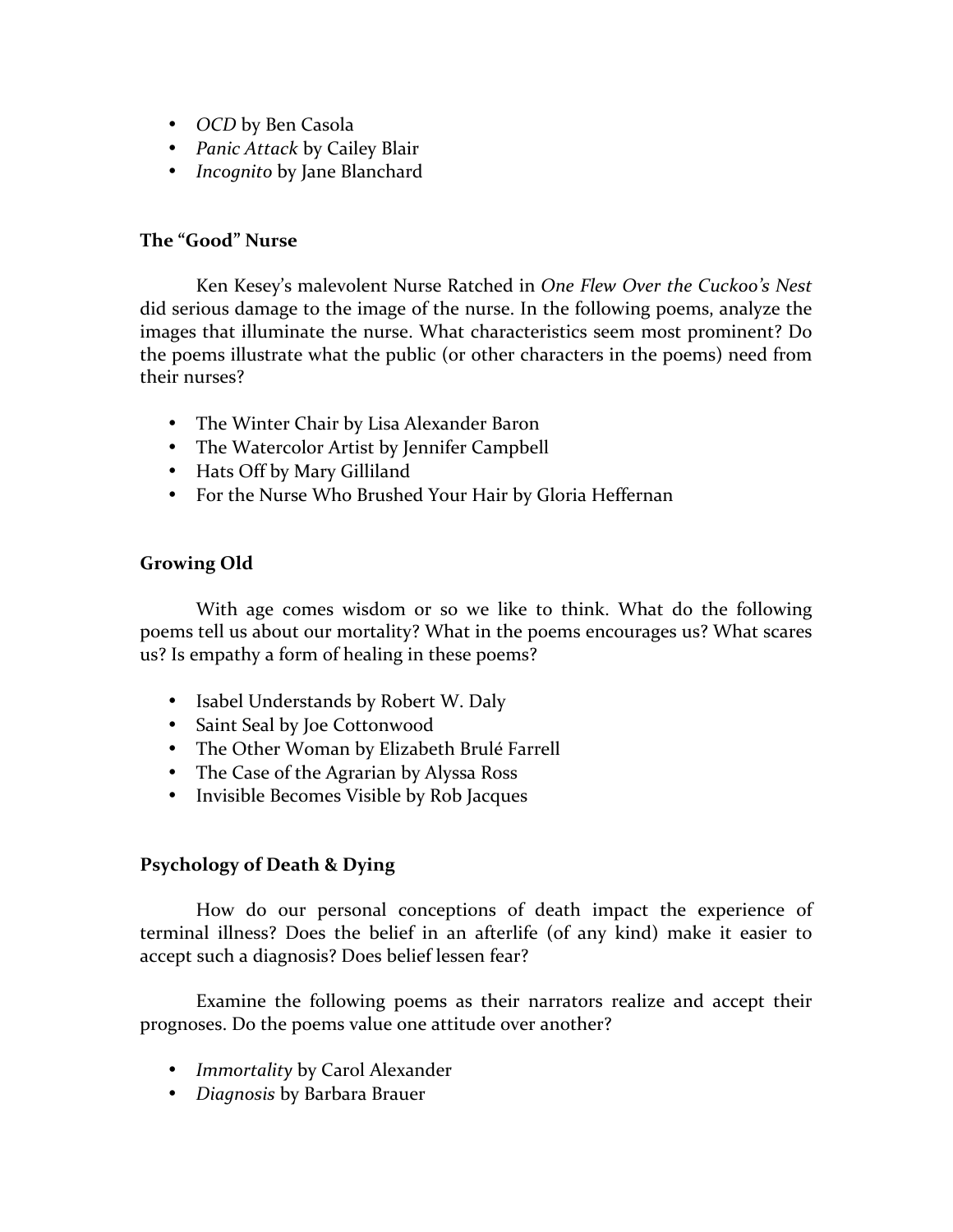- *OCD* by Ben Casola
- *Panic Attack* by Cailey Blair
- *Incognito* by Jane Blanchard

**The "Good" Nurse**

Ken Kesey's malevolent Nurse Ratched in *One Flew Over the Cuckoo's Nest* did serious damage to the image of the nurse. In the following poems, analyze the images that illuminate the nurse. What characteristics seem most prominent? Do the poems illustrate what the public (or other characters in the poems) need from their nurses?

- The Winter Chair by Lisa Alexander Baron
- The Watercolor Artist by Jennifer Campbell
- Hats Off by Mary Gilliland
- For the Nurse Who Brushed Your Hair by Gloria Heffernan

**Growing Old**

With age comes wisdom or so we like to think. What do the following poems tell us about our mortality? What in the poems encourages us? What scares us? Is empathy a form of healing in these poems?

- Isabel Understands by Robert W. Daly
- Saint Seal by Joe Cottonwood
- The Other Woman by Elizabeth Brulé Farrell
- The Case of the Agrarian by Alyssa Ross
- Invisible Becomes Visible by Rob Jacques

**Psychology of Death & Dying**

How do our personal conceptions of death impact the experience of terminal illness? Does the belief in an afterlife (of any kind) make it easier to accept such a diagnosis? Does belief lessen fear?

Examine the following poems as their narrators realize and accept their prognoses. Do the poems value one attitude over another?

- *Immortality* by Carol Alexander
- *Diagnosis* by Barbara Brauer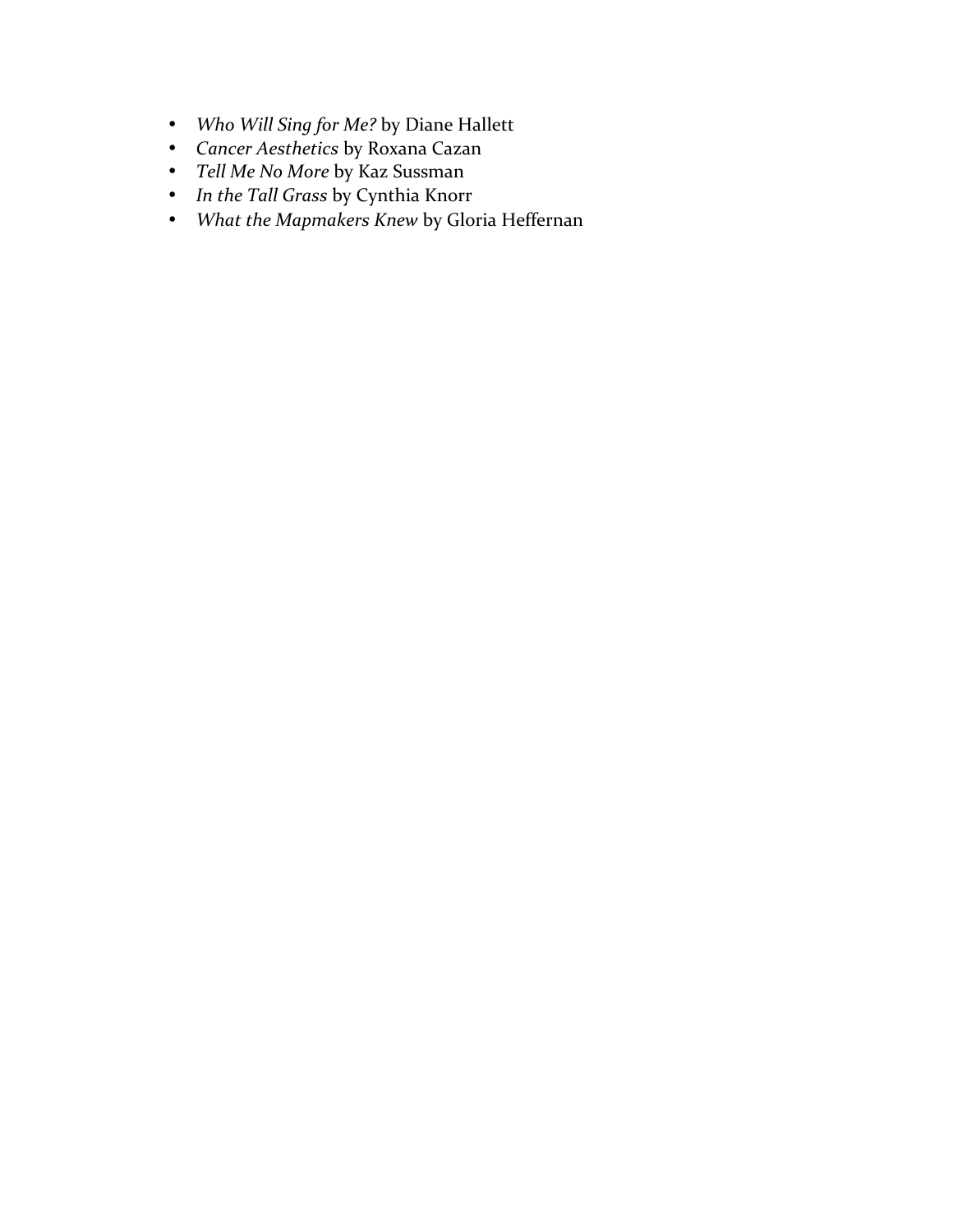- *Who Will Sing for Me?* by Diane Hallett
- *Cancer Aesthetics* by Roxana Cazan
- *Tell Me No More* by Kaz Sussman
- *In the Tall Grass* by Cynthia Knorr
- *What the Mapmakers Knew* by Gloria Heffernan